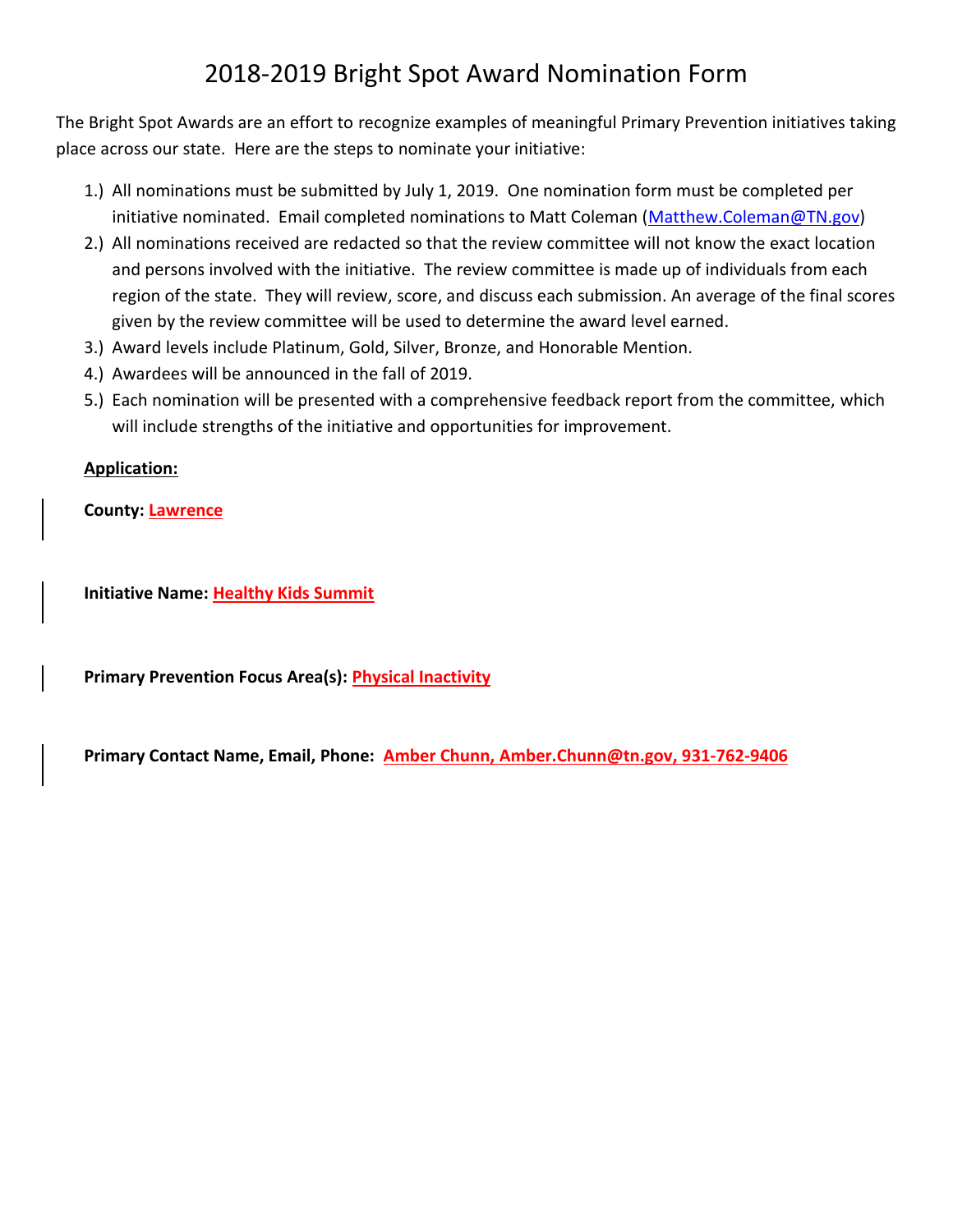# 2018-2019 Bright Spot Award Nomination Form

The Bright Spot Awards are an effort to recognize examples of meaningful Primary Prevention initiatives taking place across our state. Here are the steps to nominate your initiative:

1.) All nominations must be submitted by July 1, 2019. One nomination form must be completed per initiative nominated. Email completed nominations to Matt Coleman (Matthew.Coleman@TN.gov)
2.) All nominations received are redacted so that the review committee will not know the exact location and persons involved with the initiative. The review committee is made up of individuals from each region of the state. They will review, score, and discuss each submission. An average of the final scores given by the review committee will be used to determine the award level earned.
3.) Award levels include Platinum, Gold, Silver, Bronze, and Honorable Mention.
4.) Awardees will be announced in the fall of 2019.
5.) Each nomination will be presented with a comprehensive feedback report from the committee, which will include strengths of the initiative and opportunities for improvement.

**Application:**

**County:** Lawrence

**Initiative Name:** Healthy Kids Summit

**Primary Prevention Focus Area(s):** Physical Inactivity

**Primary Contact Name, Email, Phone:** Amber Chunn, Amber.Chunn@tn.gov, 931-762-9406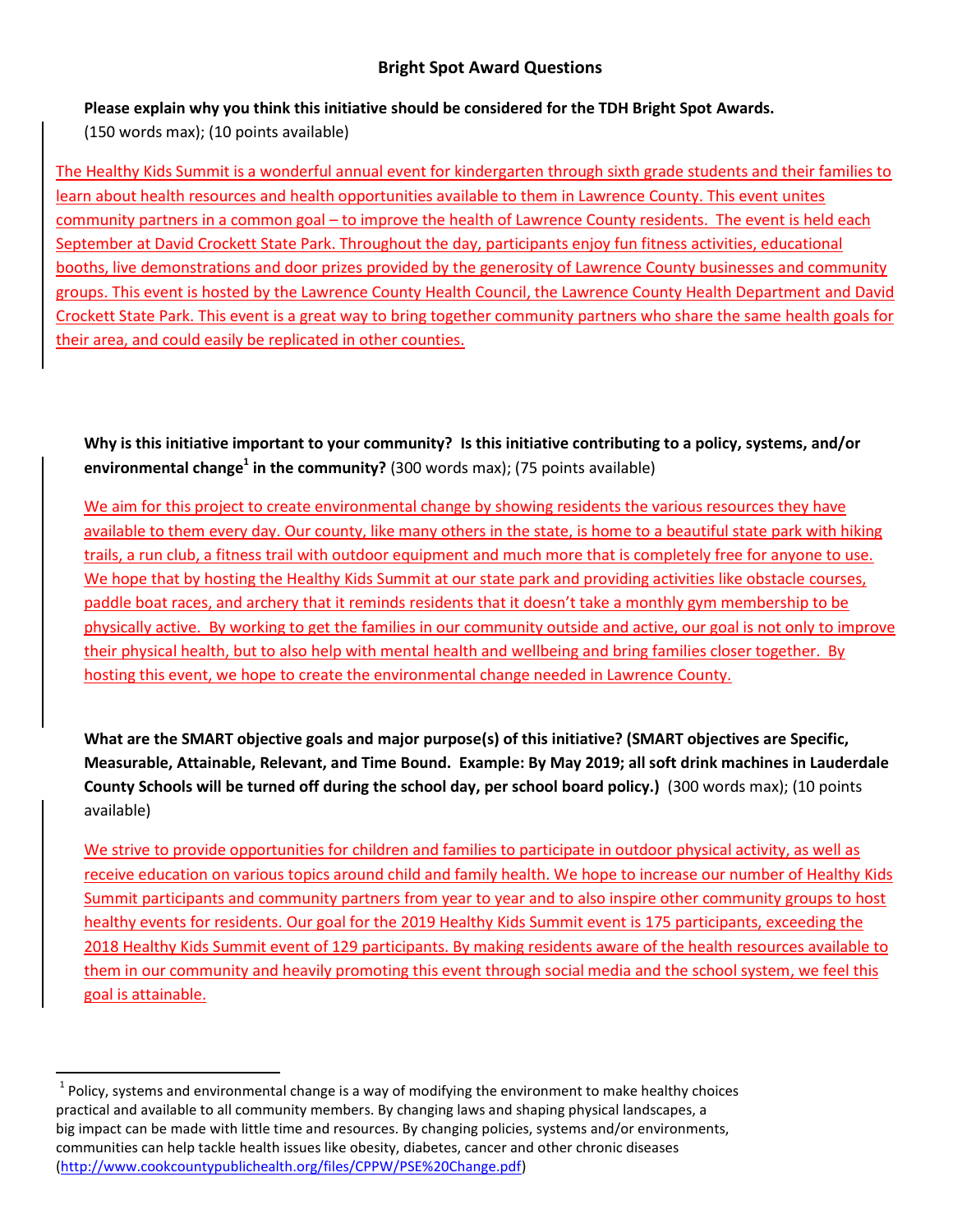## Bright Spot Award Questions

**Please explain why you think this initiative should be considered for the TDH Bright Spot Awards.**
(150 words max); (10 points available)

The Healthy Kids Summit is a wonderful annual event for kindergarten through sixth grade students and their families to learn about health resources and health opportunities available to them in Lawrence County. This event unites community partners in a common goal – to improve the health of Lawrence County residents. The event is held each September at David Crockett State Park. Throughout the day, participants enjoy fun fitness activities, educational booths, live demonstrations and door prizes provided by the generosity of Lawrence County businesses and community groups. This event is hosted by the Lawrence County Health Council, the Lawrence County Health Department and David Crockett State Park. This event is a great way to bring together community partners who share the same health goals for their area, and could easily be replicated in other counties.

**Why is this initiative important to your community? Is this initiative contributing to a policy, systems, and/or environmental change[1] in the community?** (300 words max); (75 points available)

We aim for this project to create environmental change by showing residents the various resources they have available to them every day. Our county, like many others in the state, is home to a beautiful state park with hiking trails, a run club, a fitness trail with outdoor equipment and much more that is completely free for anyone to use. We hope that by hosting the Healthy Kids Summit at our state park and providing activities like obstacle courses, paddle boat races, and archery that it reminds residents that it doesn't take a monthly gym membership to be physically active. By working to get the families in our community outside and active, our goal is not only to improve their physical health, but to also help with mental health and wellbeing and bring families closer together. By hosting this event, we hope to create the environmental change needed in Lawrence County.

**What are the SMART objective goals and major purpose(s) of this initiative? (SMART objectives are Specific, Measurable, Attainable, Relevant, and Time Bound. Example: By May 2019; all soft drink machines in Lauderdale County Schools will be turned off during the school day, per school board policy.)** (300 words max); (10 points available)

We strive to provide opportunities for children and families to participate in outdoor physical activity, as well as receive education on various topics around child and family health. We hope to increase our number of Healthy Kids Summit participants and community partners from year to year and to also inspire other community groups to host healthy events for residents. Our goal for the 2019 Healthy Kids Summit event is 175 participants, exceeding the 2018 Healthy Kids Summit event of 129 participants. By making residents aware of the health resources available to them in our community and heavily promoting this event through social media and the school system, we feel this goal is attainable.

---

[1] Policy, systems and environmental change is a way of modifying the environment to make healthy choices practical and available to all community members. By changing laws and shaping physical landscapes, a big impact can be made with little time and resources. By changing policies, systems and/or environments, communities can help tackle health issues like obesity, diabetes, cancer and other chronic diseases (http://www.cookcountypublichealth.org/files/CPPW/PSE%20Change.pdf)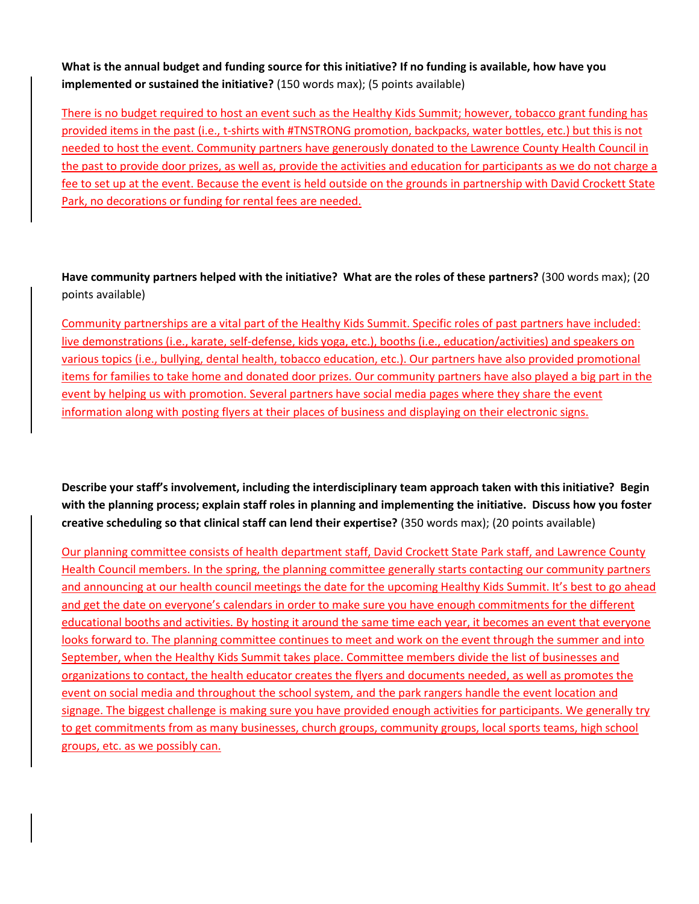**What is the annual budget and funding source for this initiative? If no funding is available, how have you implemented or sustained the initiative?** (150 words max); (5 points available)

There is no budget required to host an event such as the Healthy Kids Summit; however, tobacco grant funding has provided items in the past (i.e., t-shirts with #TNSTRONG promotion, backpacks, water bottles, etc.) but this is not needed to host the event. Community partners have generously donated to the Lawrence County Health Council in the past to provide door prizes, as well as, provide the activities and education for participants as we do not charge a fee to set up at the event. Because the event is held outside on the grounds in partnership with David Crockett State Park, no decorations or funding for rental fees are needed.

**Have community partners helped with the initiative? What are the roles of these partners?** (300 words max); (20 points available)

Community partnerships are a vital part of the Healthy Kids Summit. Specific roles of past partners have included: live demonstrations (i.e., karate, self-defense, kids yoga, etc.), booths (i.e., education/activities) and speakers on various topics (i.e., bullying, dental health, tobacco education, etc.). Our partners have also provided promotional items for families to take home and donated door prizes. Our community partners have also played a big part in the event by helping us with promotion. Several partners have social media pages where they share the event information along with posting flyers at their places of business and displaying on their electronic signs.

**Describe your staff's involvement, including the interdisciplinary team approach taken with this initiative? Begin with the planning process; explain staff roles in planning and implementing the initiative. Discuss how you foster creative scheduling so that clinical staff can lend their expertise?** (350 words max); (20 points available)

Our planning committee consists of health department staff, David Crockett State Park staff, and Lawrence County Health Council members. In the spring, the planning committee generally starts contacting our community partners and announcing at our health council meetings the date for the upcoming Healthy Kids Summit. It's best to go ahead and get the date on everyone's calendars in order to make sure you have enough commitments for the different educational booths and activities. By hosting it around the same time each year, it becomes an event that everyone looks forward to. The planning committee continues to meet and work on the event through the summer and into September, when the Healthy Kids Summit takes place. Committee members divide the list of businesses and organizations to contact, the health educator creates the flyers and documents needed, as well as promotes the event on social media and throughout the school system, and the park rangers handle the event location and signage. The biggest challenge is making sure you have provided enough activities for participants. We generally try to get commitments from as many businesses, church groups, community groups, local sports teams, high school groups, etc. as we possibly can.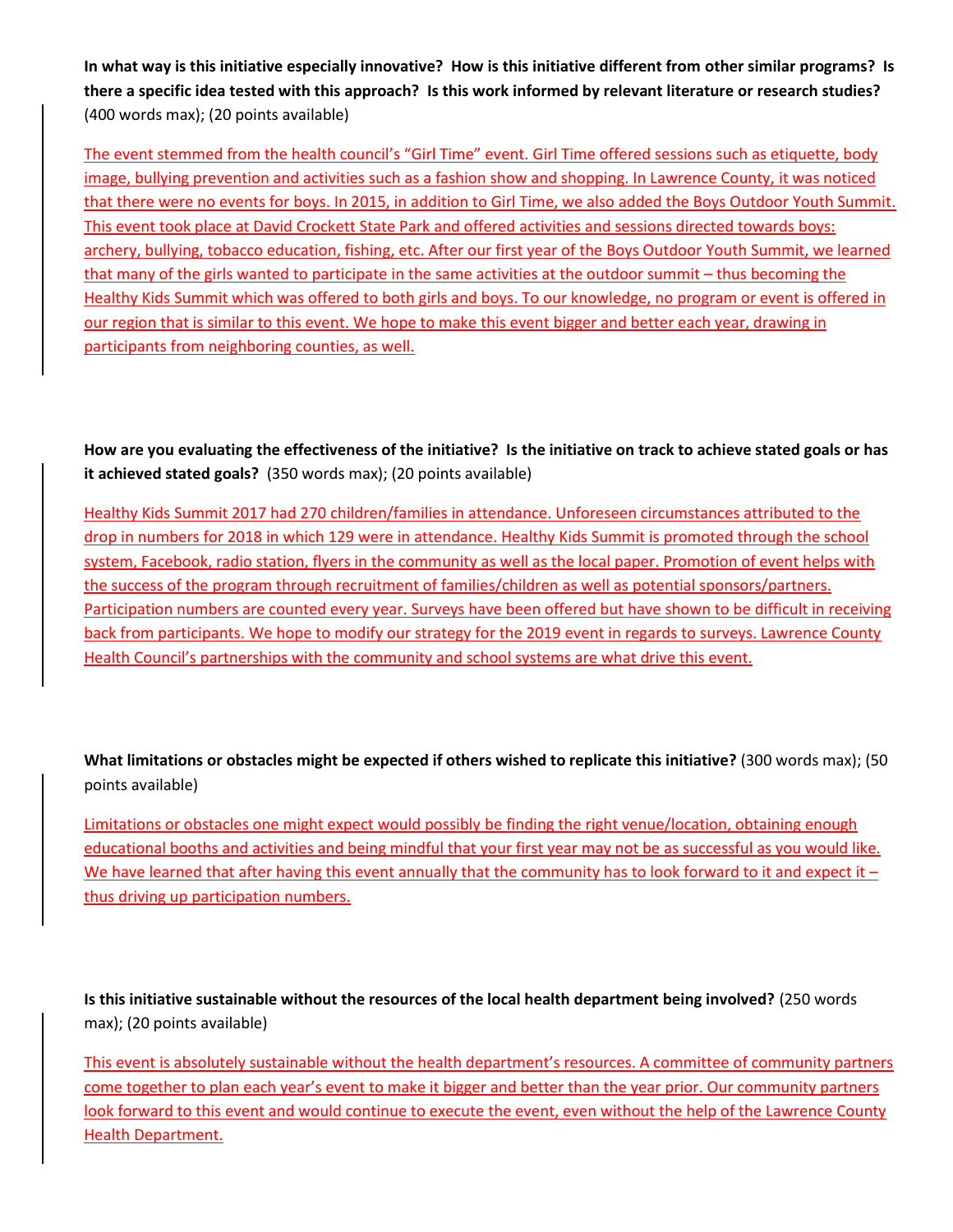**In what way is this initiative especially innovative? How is this initiative different from other similar programs? Is there a specific idea tested with this approach? Is this work informed by relevant literature or research studies?** (400 words max); (20 points available)

The event stemmed from the health council's "Girl Time" event. Girl Time offered sessions such as etiquette, body image, bullying prevention and activities such as a fashion show and shopping. In Lawrence County, it was noticed that there were no events for boys. In 2015, in addition to Girl Time, we also added the Boys Outdoor Youth Summit. This event took place at David Crockett State Park and offered activities and sessions directed towards boys: archery, bullying, tobacco education, fishing, etc. After our first year of the Boys Outdoor Youth Summit, we learned that many of the girls wanted to participate in the same activities at the outdoor summit – thus becoming the Healthy Kids Summit which was offered to both girls and boys. To our knowledge, no program or event is offered in our region that is similar to this event. We hope to make this event bigger and better each year, drawing in participants from neighboring counties, as well.

**How are you evaluating the effectiveness of the initiative? Is the initiative on track to achieve stated goals or has it achieved stated goals?** (350 words max); (20 points available)

Healthy Kids Summit 2017 had 270 children/families in attendance. Unforeseen circumstances attributed to the drop in numbers for 2018 in which 129 were in attendance. Healthy Kids Summit is promoted through the school system, Facebook, radio station, flyers in the community as well as the local paper. Promotion of event helps with the success of the program through recruitment of families/children as well as potential sponsors/partners. Participation numbers are counted every year. Surveys have been offered but have shown to be difficult in receiving back from participants. We hope to modify our strategy for the 2019 event in regards to surveys. Lawrence County Health Council's partnerships with the community and school systems are what drive this event.

**What limitations or obstacles might be expected if others wished to replicate this initiative?** (300 words max); (50 points available)

Limitations or obstacles one might expect would possibly be finding the right venue/location, obtaining enough educational booths and activities and being mindful that your first year may not be as successful as you would like. We have learned that after having this event annually that the community has to look forward to it and expect it – thus driving up participation numbers.

**Is this initiative sustainable without the resources of the local health department being involved?** (250 words max); (20 points available)

This event is absolutely sustainable without the health department's resources. A committee of community partners come together to plan each year's event to make it bigger and better than the year prior. Our community partners look forward to this event and would continue to execute the event, even without the help of the Lawrence County Health Department.